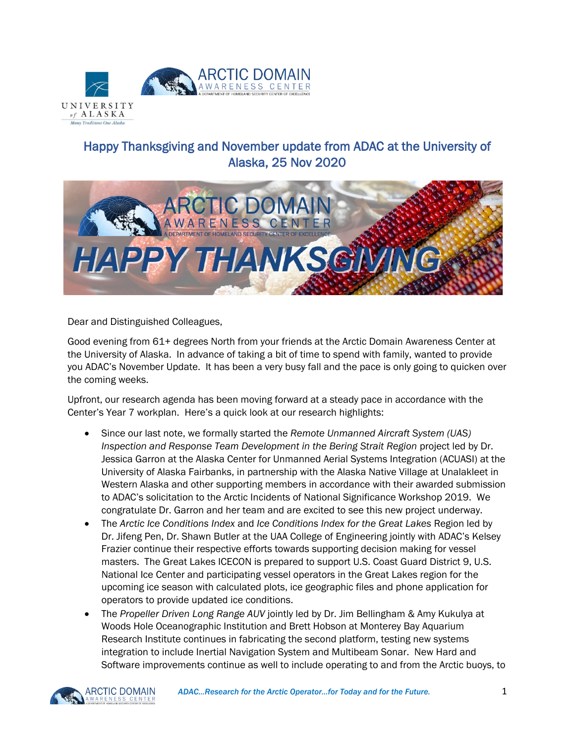## Happy Thanksgiving and November update from ADAC at the University of Alaska, 25 Nov 2020

Dear and Distinguished Colleagues,

Good evening from 61+ degrees North from your friends at the Arctic Domain Awareness Center at the University of Alaska. In advance of taking a bit of time to spend with family, wanted to provide you ADAC's November Update. It has been a very busy fall and the pace is only going to quicken over the coming weeks.

Upfront, our research agenda has been moving forward at a steady pace in accordance with the Center's Year 7 workplan. Here's a quick look at our research highlights:

- Since our last note, we formally started the *Remote Unmanned Aircraft System (UAS) Inspection and Response Team Development in the Bering Strait Region* project led by Dr. Jessica Garron at the Alaska Center for Unmanned Aerial Systems Integration (ACUASI) at the University of Alaska Fairbanks, in partnership with the Alaska Native Village at Unalakleet in Western Alaska and other supporting members in accordance with their awarded submission to ADAC's solicitation to the Arctic Incidents of National Significance Workshop 2019. We congratulate Dr. Garron and her team and are excited to see this new project underway.
- The *Arctic Ice Conditions Index* and *Ice Conditions Index for the Great Lakes* Region led by Dr. Jifeng Pen, Dr. Shawn Butler at the UAA College of Engineering jointly with ADAC's Kelsey Frazier continue their respective efforts towards supporting decision making for vessel masters. The Great Lakes ICECON is prepared to support U.S. Coast Guard District 9, U.S. National Ice Center and participating vessel operators in the Great Lakes region for the upcoming ice season with calculated plots, ice geographic files and phone application for operators to provide updated ice conditions.
- The *Propeller Driven Long Range AUV* jointly led by Dr. Jim Bellingham & Amy Kukulya at Woods Hole Oceanographic Institution and Brett Hobson at Monterey Bay Aquarium Research Institute continues in fabricating the second platform, testing new systems integration to include Inertial Navigation System and Multibeam Sonar. New Hard and Software improvements continue as well to include operating to and from the Arctic buoys, to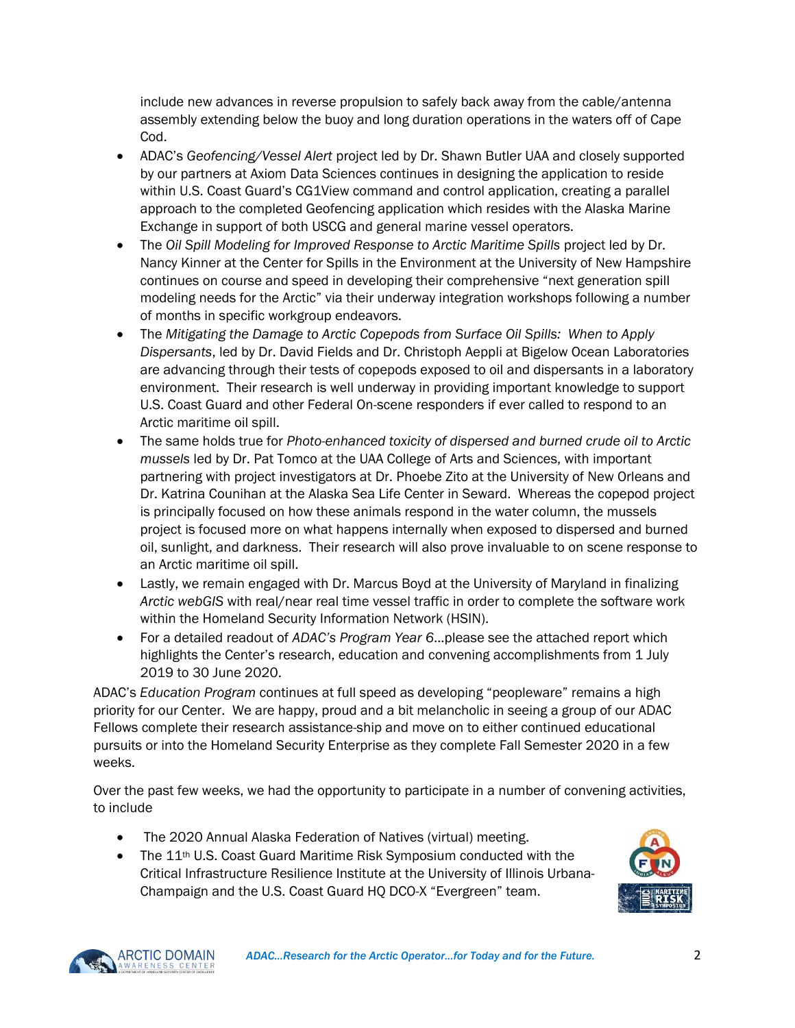include new advances in reverse propulsion to safely back away from the cable/antenna assembly extending below the buoy and long duration operations in the waters off of Cape Cod.

- ADAC's *Geofencing/Vessel Alert* project led by Dr. Shawn Butler UAA and closely supported by our partners at Axiom Data Sciences continues in designing the application to reside within U.S. Coast Guard's CG1View command and control application, creating a parallel approach to the completed Geofencing application which resides with the Alaska Marine Exchange in support of both USCG and general marine vessel operators.
- The *Oil Spill Modeling for Improved Response to Arctic Maritime Spills* project led by Dr. Nancy Kinner at the Center for Spills in the Environment at the University of New Hampshire continues on course and speed in developing their comprehensive "next generation spill modeling needs for the Arctic" via their underway integration workshops following a number of months in specific workgroup endeavors.
- The *Mitigating the Damage to Arctic Copepods from Surface Oil Spills: When to Apply Dispersants*, led by Dr. David Fields and Dr. Christoph Aeppli at Bigelow Ocean Laboratories are advancing through their tests of copepods exposed to oil and dispersants in a laboratory environment. Their research is well underway in providing important knowledge to support U.S. Coast Guard and other Federal On-scene responders if ever called to respond to an Arctic maritime oil spill.
- The same holds true for *Photo-enhanced toxicity of dispersed and burned crude oil to Arctic mussels* led by Dr. Pat Tomco at the UAA College of Arts and Sciences, with important partnering with project investigators at Dr. Phoebe Zito at the University of New Orleans and Dr. Katrina Counihan at the Alaska Sea Life Center in Seward. Whereas the copepod project is principally focused on how these animals respond in the water column, the mussels project is focused more on what happens internally when exposed to dispersed and burned oil, sunlight, and darkness. Their research will also prove invaluable to on scene response to an Arctic maritime oil spill.
- Lastly, we remain engaged with Dr. Marcus Boyd at the University of Maryland in finalizing *Arctic webGIS* with real/near real time vessel traffic in order to complete the software work within the Homeland Security Information Network (HSIN).
- For a detailed readout of *ADAC's Program Year 6*...please see the attached report which highlights the Center's research, education and convening accomplishments from 1 July 2019 to 30 June 2020.

ADAC's *Education Program* continues at full speed as developing "peopleware" remains a high priority for our Center. We are happy, proud and a bit melancholic in seeing a group of our ADAC Fellows complete their research assistance-ship and move on to either continued educational pursuits or into the Homeland Security Enterprise as they complete Fall Semester 2020 in a few weeks.

Over the past few weeks, we had the opportunity to participate in a number of convening activities, to include

- The 2020 Annual Alaska Federation of Natives (virtual) meeting.
- The 11th U.S. Coast Guard Maritime Risk Symposium conducted with the Critical Infrastructure Resilience Institute at the University of Illinois Urbana-Champaign and the U.S. Coast Guard HQ DCO-X "Evergreen" team.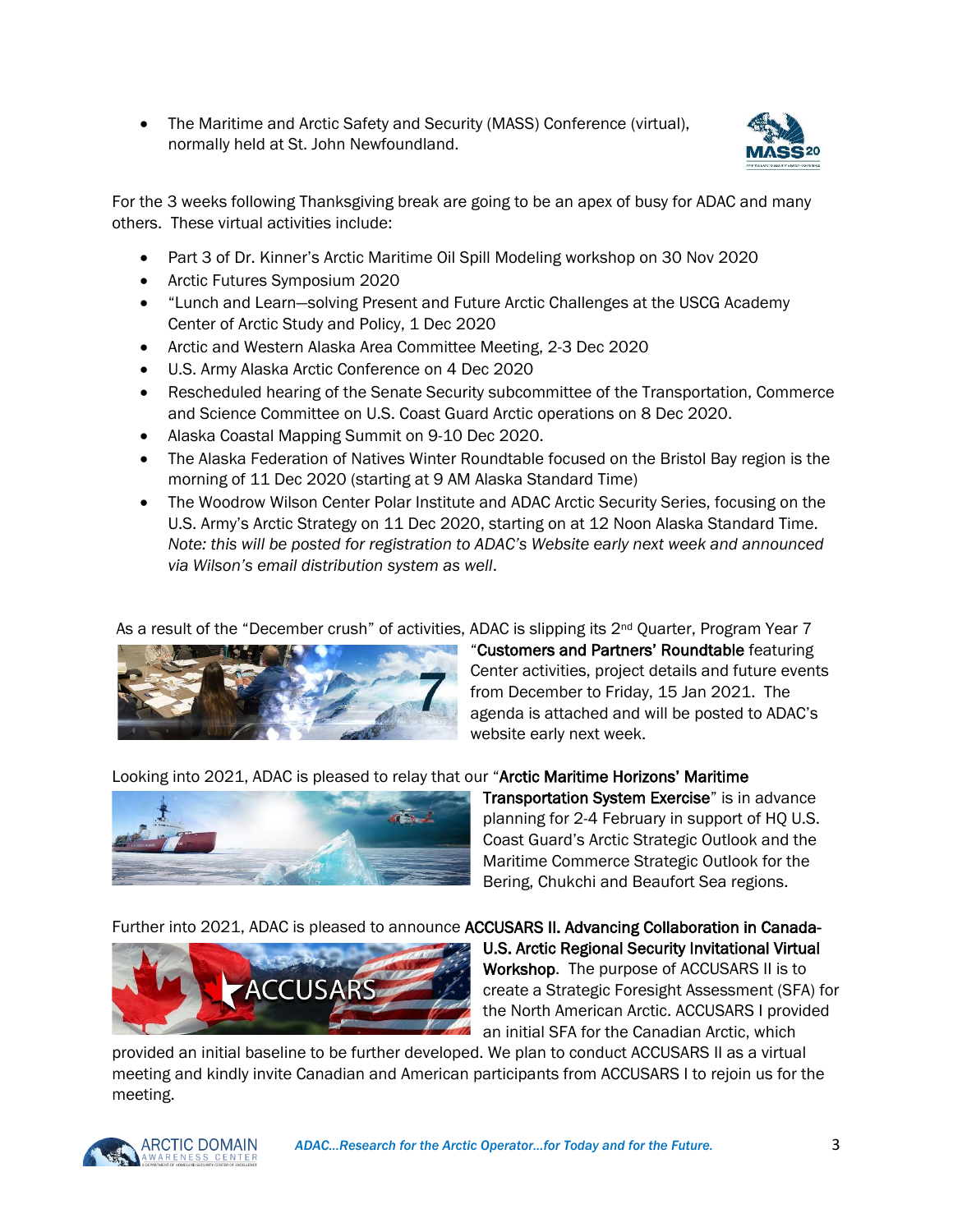- The Maritime and Arctic Safety and Security (MASS) Conference (virtual), normally held at St. John Newfoundland.

For the 3 weeks following Thanksgiving break are going to be an apex of busy for ADAC and many others. These virtual activities include:

- Part 3 of Dr. Kinner's Arctic Maritime Oil Spill Modeling workshop on 30 Nov 2020
- Arctic Futures Symposium 2020
- "Lunch and Learn—solving Present and Future Arctic Challenges at the USCG Academy Center of Arctic Study and Policy, 1 Dec 2020
- Arctic and Western Alaska Area Committee Meeting, 2-3 Dec 2020
- U.S. Army Alaska Arctic Conference on 4 Dec 2020
- Rescheduled hearing of the Senate Security subcommittee of the Transportation, Commerce and Science Committee on U.S. Coast Guard Arctic operations on 8 Dec 2020.
- Alaska Coastal Mapping Summit on 9-10 Dec 2020.
- The Alaska Federation of Natives Winter Roundtable focused on the Bristol Bay region is the morning of 11 Dec 2020 (starting at 9 AM Alaska Standard Time)
- The Woodrow Wilson Center Polar Institute and ADAC Arctic Security Series, focusing on the U.S. Army's Arctic Strategy on 11 Dec 2020, starting on at 12 Noon Alaska Standard Time. *Note: this will be posted for registration to ADAC's Website early next week and announced via Wilson's email distribution system as well*.

As a result of the "December crush" of activities, ADAC is slipping its 2nd Quarter, Program Year 7 "**Customers and Partners' Roundtable** featuring Center activities, project details and future events from December to Friday, 15 Jan 2021. The agenda is attached and will be posted to ADAC's website early next week.

Looking into 2021, ADAC is pleased to relay that our "**Arctic Maritime Horizons' Maritime Transportation System Exercise**" is in advance planning for 2-4 February in support of HQ U.S. Coast Guard's Arctic Strategic Outlook and the Maritime Commerce Strategic Outlook for the Bering, Chukchi and Beaufort Sea regions.

Further into 2021, ADAC is pleased to announce **ACCUSARS II. Advancing Collaboration in Canada-U.S. Arctic Regional Security Invitational Virtual Workshop**. The purpose of ACCUSARS II is to create a Strategic Foresight Assessment (SFA) for the North American Arctic. ACCUSARS I provided an initial SFA for the Canadian Arctic, which provided an initial baseline to be further developed. We plan to conduct ACCUSARS II as a virtual meeting and kindly invite Canadian and American participants from ACCUSARS I to rejoin us for the meeting.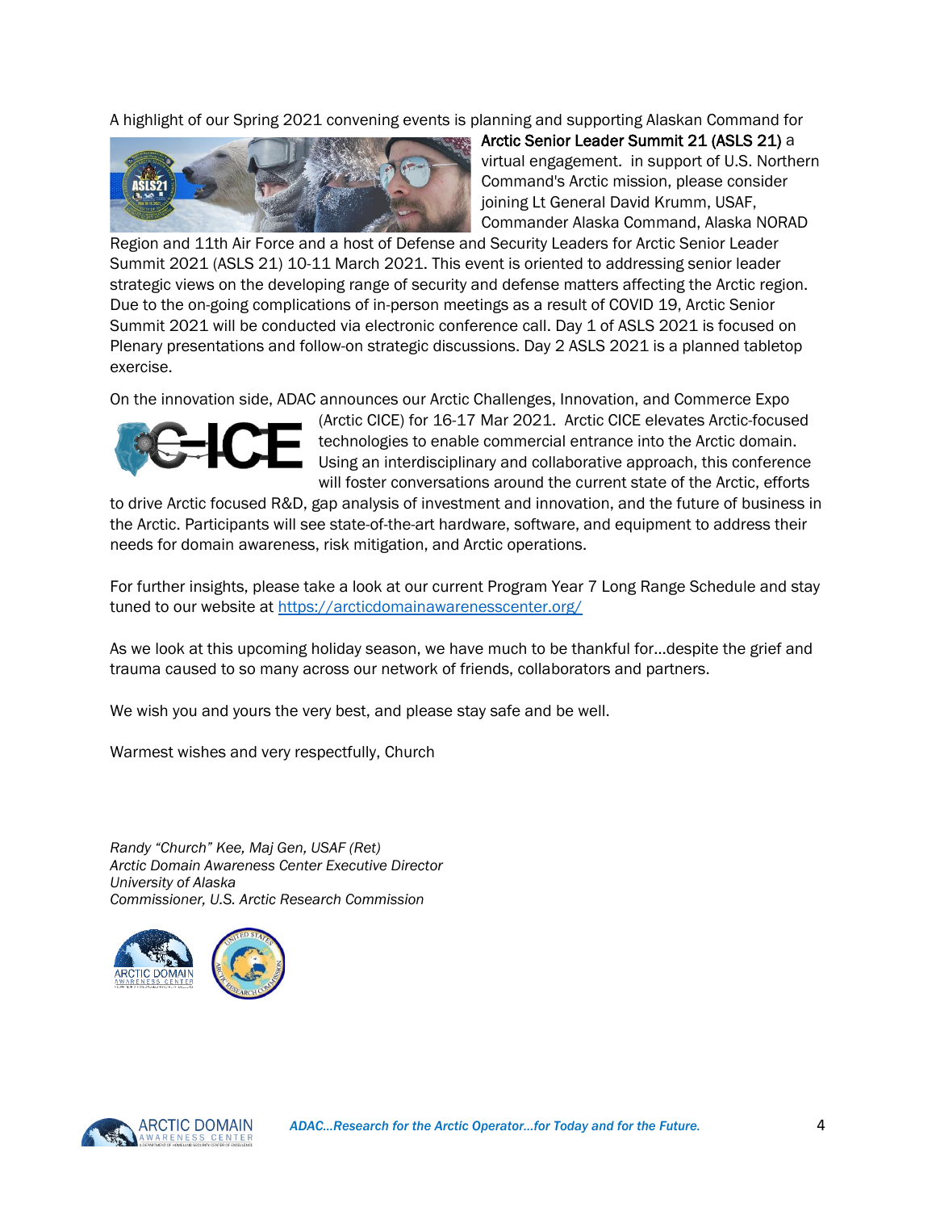A highlight of our Spring 2021 convening events is planning and supporting Alaskan Command for **Arctic Senior Leader Summit 21 (ASLS 21)** a virtual engagement.  in support of U.S. Northern Command's Arctic mission, please consider joining Lt General David Krumm, USAF, Commander Alaska Command, Alaska NORAD Region and 11th Air Force and a host of Defense and Security Leaders for Arctic Senior Leader Summit 2021 (ASLS 21) 10-11 March 2021. This event is oriented to addressing senior leader strategic views on the developing range of security and defense matters affecting the Arctic region. Due to the on-going complications of in-person meetings as a result of COVID 19, Arctic Senior Summit 2021 will be conducted via electronic conference call. Day 1 of ASLS 2021 is focused on Plenary presentations and follow-on strategic discussions. Day 2 ASLS 2021 is a planned tabletop exercise.

On the innovation side, ADAC announces our Arctic Challenges, Innovation, and Commerce Expo (Arctic CICE) for 16-17 Mar 2021.  Arctic CICE elevates Arctic-focused technologies to enable commercial entrance into the Arctic domain. Using an interdisciplinary and collaborative approach, this conference will foster conversations around the current state of the Arctic, efforts to drive Arctic focused R&D, gap analysis of investment and innovation, and the future of business in the Arctic. Participants will see state-of-the-art hardware, software, and equipment to address their needs for domain awareness, risk mitigation, and Arctic operations.

For further insights, please take a look at our current Program Year 7 Long Range Schedule and stay tuned to our website at https://arcticdomainawarenesscenter.org/

As we look at this upcoming holiday season, we have much to be thankful for…despite the grief and trauma caused to so many across our network of friends, collaborators and partners.

We wish you and yours the very best, and please stay safe and be well.

Warmest wishes and very respectfully, Church

*Randy "Church" Kee, Maj Gen, USAF (Ret)*
*Arctic Domain Awareness Center Executive Director*
*University of Alaska*
*Commissioner, U.S. Arctic Research Commission*